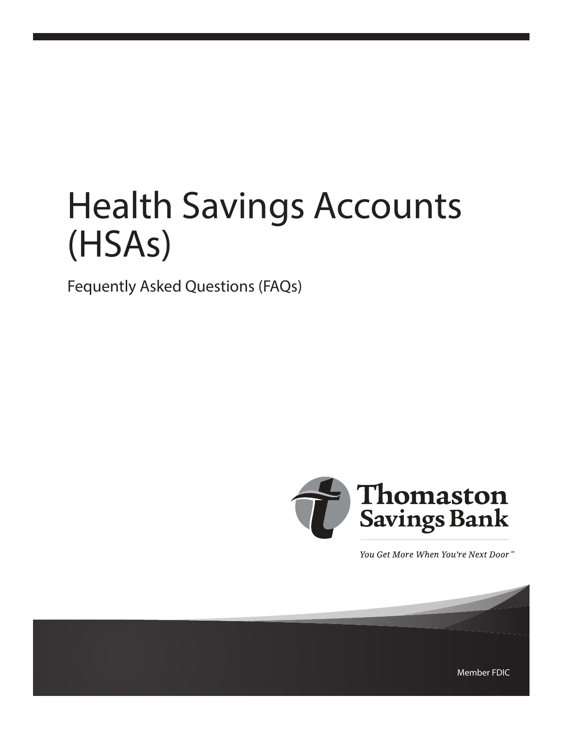# Health Savings Accounts (HSAs)

Fequently Asked Questions (FAQs)

Thomaston Savings Bank

*You Get More When You're Next Door* ℠

Member FDIC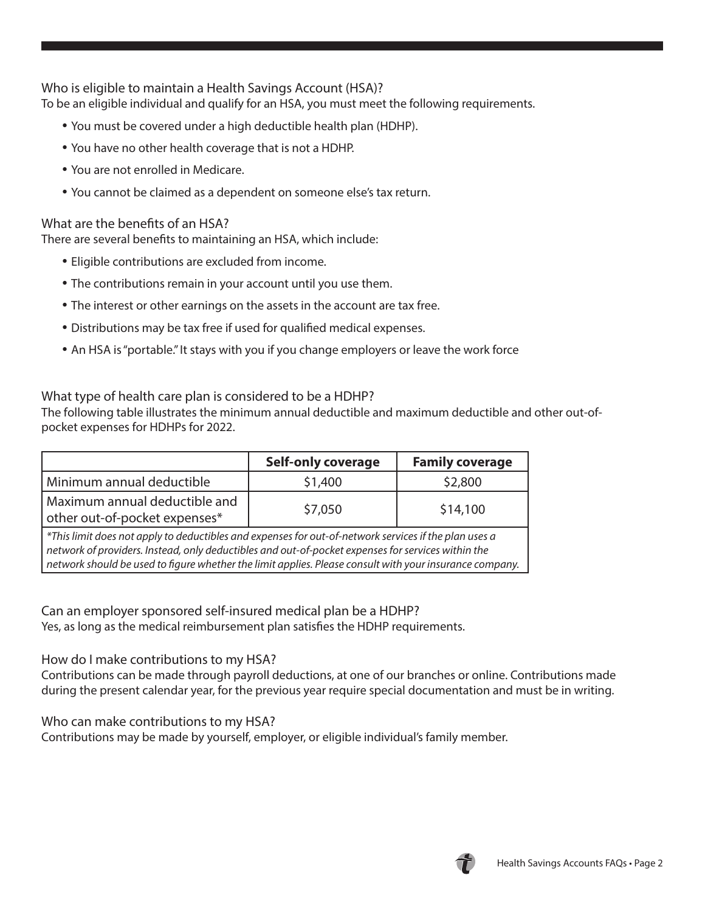## Who is eligible to maintain a Health Savings Account (HSA)?

To be an eligible individual and qualify for an HSA, you must meet the following requirements.

- You must be covered under a high deductible health plan (HDHP).
- You have no other health coverage that is not a HDHP.
- You are not enrolled in Medicare.
- You cannot be claimed as a dependent on someone else's tax return.

## What are the benefits of an HSA?

There are several benefits to maintaining an HSA, which include:

- Eligible contributions are excluded from income.
- The contributions remain in your account until you use them.
- The interest or other earnings on the assets in the account are tax free.
- Distributions may be tax free if used for qualified medical expenses.
- An HSA is "portable." It stays with you if you change employers or leave the work force

## What type of health care plan is considered to be a HDHP?

The following table illustrates the minimum annual deductible and maximum deductible and other out-of-pocket expenses for HDHPs for 2022.

| | **Self-only coverage** | **Family coverage** |
|---|---|---|
| Minimum annual deductible | $1,400 | $2,800 |
| Maximum annual deductible and other out-of-pocket expenses* | $7,050 | $14,100 |

*\*This limit does not apply to deductibles and expenses for out-of-network services if the plan uses a network of providers. Instead, only deductibles and out-of-pocket expenses for services within the network should be used to figure whether the limit applies. Please consult with your insurance company.*

## Can an employer sponsored self-insured medical plan be a HDHP?

Yes, as long as the medical reimbursement plan satisfies the HDHP requirements.

## How do I make contributions to my HSA?

Contributions can be made through payroll deductions, at one of our branches or online. Contributions made during the present calendar year, for the previous year require special documentation and must be in writing.

## Who can make contributions to my HSA?

Contributions may be made by yourself, employer, or eligible individual's family member.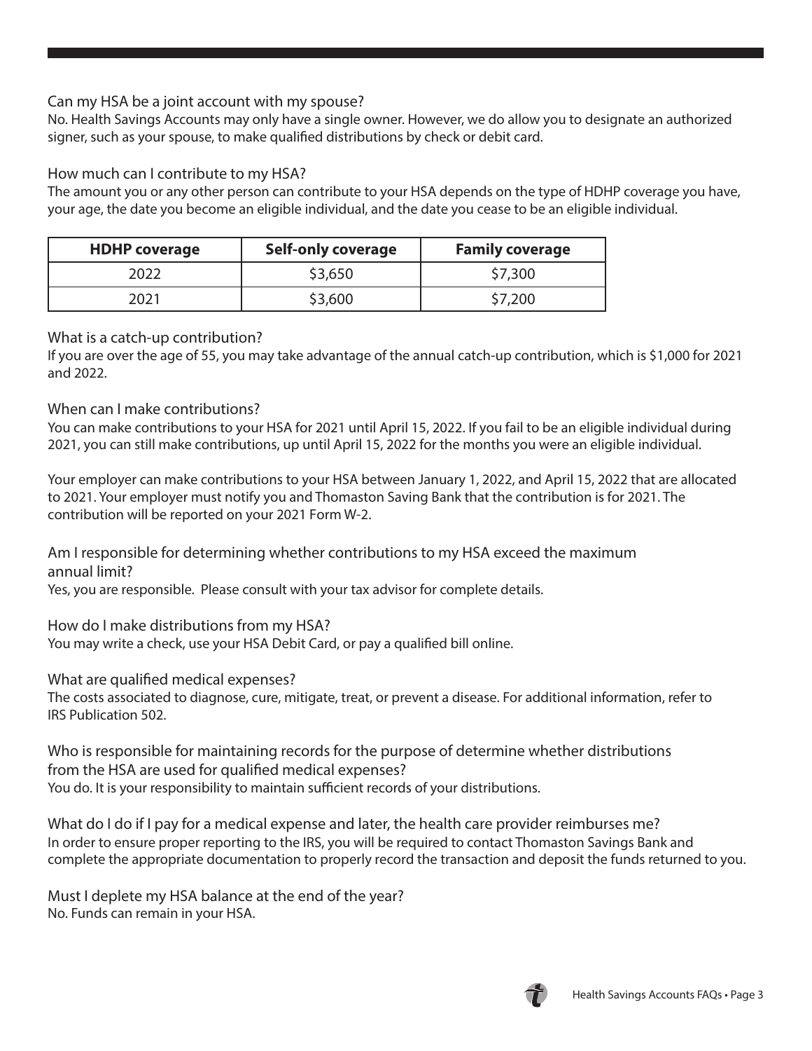### Can my HSA be a joint account with my spouse?

No. Health Savings Accounts may only have a single owner. However, we do allow you to designate an authorized signer, such as your spouse, to make qualified distributions by check or debit card.

### How much can I contribute to my HSA?

The amount you or any other person can contribute to your HSA depends on the type of HDHP coverage you have, your age, the date you become an eligible individual, and the date you cease to be an eligible individual.

| HDHP coverage | Self-only coverage | Family coverage |
|---|---|---|
| 2022 | $3,650 | $7,300 |
| 2021 | $3,600 | $7,200 |

### What is a catch-up contribution?

If you are over the age of 55, you may take advantage of the annual catch-up contribution, which is $1,000 for 2021 and 2022.

### When can I make contributions?

You can make contributions to your HSA for 2021 until April 15, 2022. If you fail to be an eligible individual during 2021, you can still make contributions, up until April 15, 2022 for the months you were an eligible individual.

Your employer can make contributions to your HSA between January 1, 2022, and April 15, 2022 that are allocated to 2021. Your employer must notify you and Thomaston Saving Bank that the contribution is for 2021. The contribution will be reported on your 2021 Form W-2.

### Am I responsible for determining whether contributions to my HSA exceed the maximum annual limit?

Yes, you are responsible. Please consult with your tax advisor for complete details.

### How do I make distributions from my HSA?

You may write a check, use your HSA Debit Card, or pay a qualified bill online.

### What are qualified medical expenses?

The costs associated to diagnose, cure, mitigate, treat, or prevent a disease. For additional information, refer to IRS Publication 502.

### Who is responsible for maintaining records for the purpose of determine whether distributions from the HSA are used for qualified medical expenses?

You do. It is your responsibility to maintain sufficient records of your distributions.

### What do I do if I pay for a medical expense and later, the health care provider reimburses me?

In order to ensure proper reporting to the IRS, you will be required to contact Thomaston Savings Bank and complete the appropriate documentation to properly record the transaction and deposit the funds returned to you.

### Must I deplete my HSA balance at the end of the year?

No. Funds can remain in your HSA.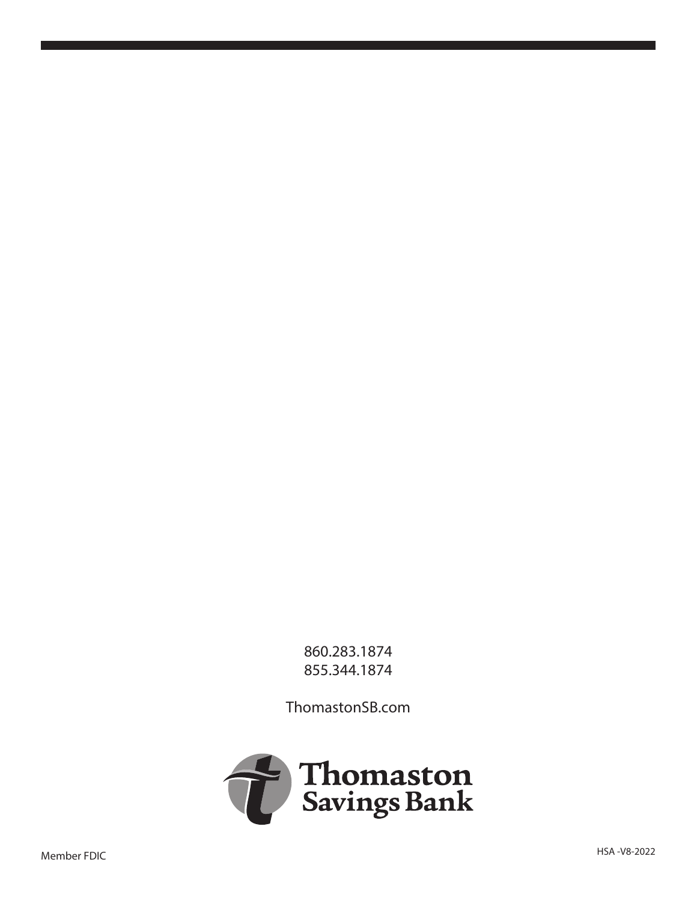860.283.1874
855.344.1874

ThomastonSB.com

Thomaston Savings Bank

Member FDIC

HSA -V8-2022